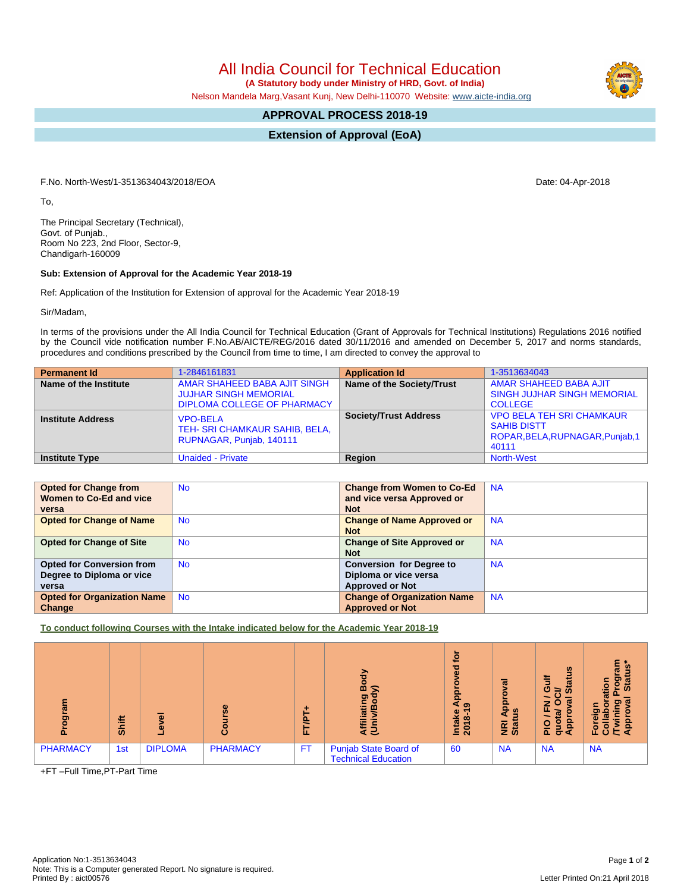# All India Council for Technical Education

**(A Statutory body under Ministry of HRD, Govt. of India)**

Nelson Mandela Marg,Vasant Kunj, New Delhi-110070 Website: www.aicte-india.org

## APPROVAL PROCESS 2018-19

## Extension of Approval (EoA)

F.No. North-West/1-3513634043/2018/EOA

Date: 04-Apr-2018

To,

The Principal Secretary (Technical),
Govt. of Punjab.,
Room No 223, 2nd Floor, Sector-9,
Chandigarh-160009

**Sub: Extension of Approval for the Academic Year 2018-19**

Ref: Application of the Institution for Extension of approval for the Academic Year 2018-19

Sir/Madam,

In terms of the provisions under the All India Council for Technical Education (Grant of Approvals for Technical Institutions) Regulations 2016 notified by the Council vide notification number F.No.AB/AICTE/REG/2016 dated 30/11/2016 and amended on December 5, 2017 and norms standards, procedures and conditions prescribed by the Council from time to time, I am directed to convey the approval to

| **Permanent Id** | 1-2846161831 | **Application Id** | 1-3513634043 |
|---|---|---|---|
| **Name of the Institute** | AMAR SHAHEED BABA AJIT SINGH JUJHAR SINGH MEMORIAL DIPLOMA COLLEGE OF PHARMACY | **Name of the Society/Trust** | AMAR SHAHEED BABA AJIT SINGH JUJHAR SINGH MEMORIAL COLLEGE |
| **Institute Address** | VPO-BELA TEH- SRI CHAMKAUR SAHIB, BELA, RUPNAGAR, Punjab, 140111 | **Society/Trust Address** | VPO BELA TEH SRI CHAMKAUR SAHIB DISTT ROPAR,BELA,RUPNAGAR,Punjab,140111 |
| **Institute Type** | Unaided - Private | **Region** | North-West |

| **Opted for Change from Women to Co-Ed and vice versa** | No | **Change from Women to Co-Ed and vice versa Approved or Not** | NA |
|---|---|---|---|
| **Opted for Change of Name** | No | **Change of Name Approved or Not** | NA |
| **Opted for Change of Site** | No | **Change of Site Approved or Not** | NA |
| **Opted for Conversion from Degree to Diploma or vice versa** | No | **Conversion for Degree to Diploma or vice versa Approved or Not** | NA |
| **Opted for Organization Name Change** | No | **Change of Organization Name Approved or Not** | NA |

**To conduct following Courses with the Intake indicated below for the Academic Year 2018-19**

| Program | Shift | Level | Course | FT/PT+ | Affiliating Body (Univ/Body) | Intake Approved for 2018-19 | NRI Approval Status | PIO / FN / Gulf quota/ OCI/ Approval Status | Foreign Collaboration /Twining Program Approval Status* |
|---|---|---|---|---|---|---|---|---|---|
| PHARMACY | 1st | DIPLOMA | PHARMACY | FT | Punjab State Board of Technical Education | 60 | NA | NA | NA |

+FT –Full Time,PT-Part Time

Application No:1-3513634043
Note: This is a Computer generated Report. No signature is required.
Printed By : aict00576

Letter Printed On:21 April 2018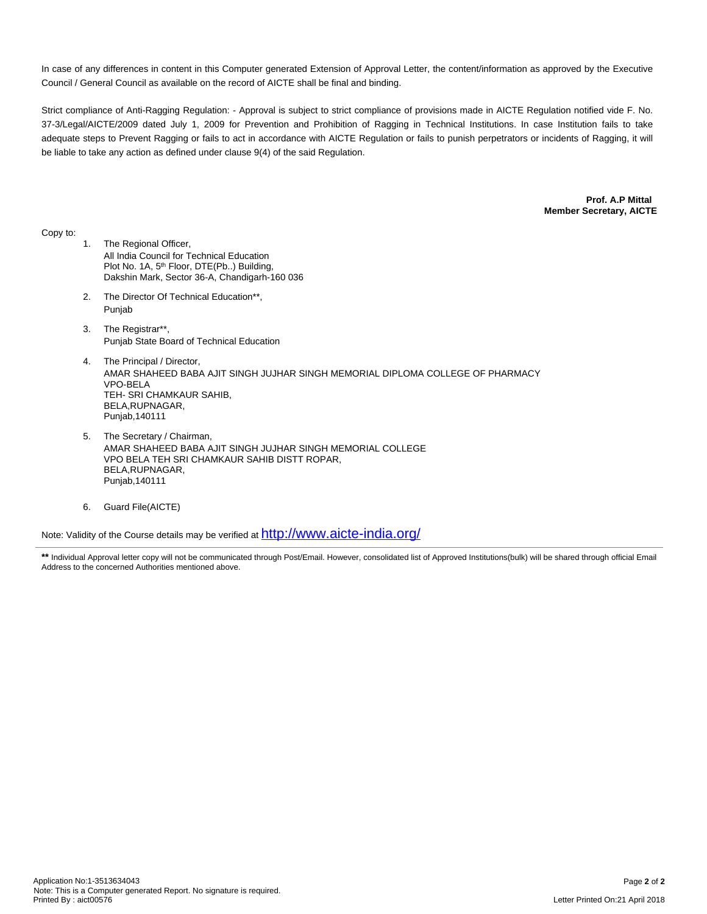In case of any differences in content in this Computer generated Extension of Approval Letter, the content/information as approved by the Executive Council / General Council as available on the record of AICTE shall be final and binding.

Strict compliance of Anti-Ragging Regulation: - Approval is subject to strict compliance of provisions made in AICTE Regulation notified vide F. No. 37-3/Legal/AICTE/2009 dated July 1, 2009 for Prevention and Prohibition of Ragging in Technical Institutions. In case Institution fails to take adequate steps to Prevent Ragging or fails to act in accordance with AICTE Regulation or fails to punish perpetrators or incidents of Ragging, it will be liable to take any action as defined under clause 9(4) of the said Regulation.

**Prof. A.P Mittal**
**Member Secretary, AICTE**

Copy to:

1. The Regional Officer,
   All India Council for Technical Education
   Plot No. 1A, 5th Floor, DTE(Pb..) Building,
   Dakshin Mark, Sector 36-A, Chandigarh-160 036

2. The Director Of Technical Education**,
   Punjab

3. The Registrar**,
   Punjab State Board of Technical Education

4. The Principal / Director,
   AMAR SHAHEED BABA AJIT SINGH JUJHAR SINGH MEMORIAL DIPLOMA COLLEGE OF PHARMACY
   VPO-BELA
   TEH- SRI CHAMKAUR SAHIB,
   BELA,RUPNAGAR,
   Punjab,140111

5. The Secretary / Chairman,
   AMAR SHAHEED BABA AJIT SINGH JUJHAR SINGH MEMORIAL COLLEGE
   VPO BELA TEH SRI CHAMKAUR SAHIB DISTT ROPAR,
   BELA,RUPNAGAR,
   Punjab,140111

6. Guard File(AICTE)

Note: Validity of the Course details may be verified at http://www.aicte-india.org/

---

**\*\*** Individual Approval letter copy will not be communicated through Post/Email. However, consolidated list of Approved Institutions(bulk) will be shared through official Email Address to the concerned Authorities mentioned above.

Application No:1-3513634043
Note: This is a Computer generated Report. No signature is required.
Printed By : aict00576

Letter Printed On:21 April 2018